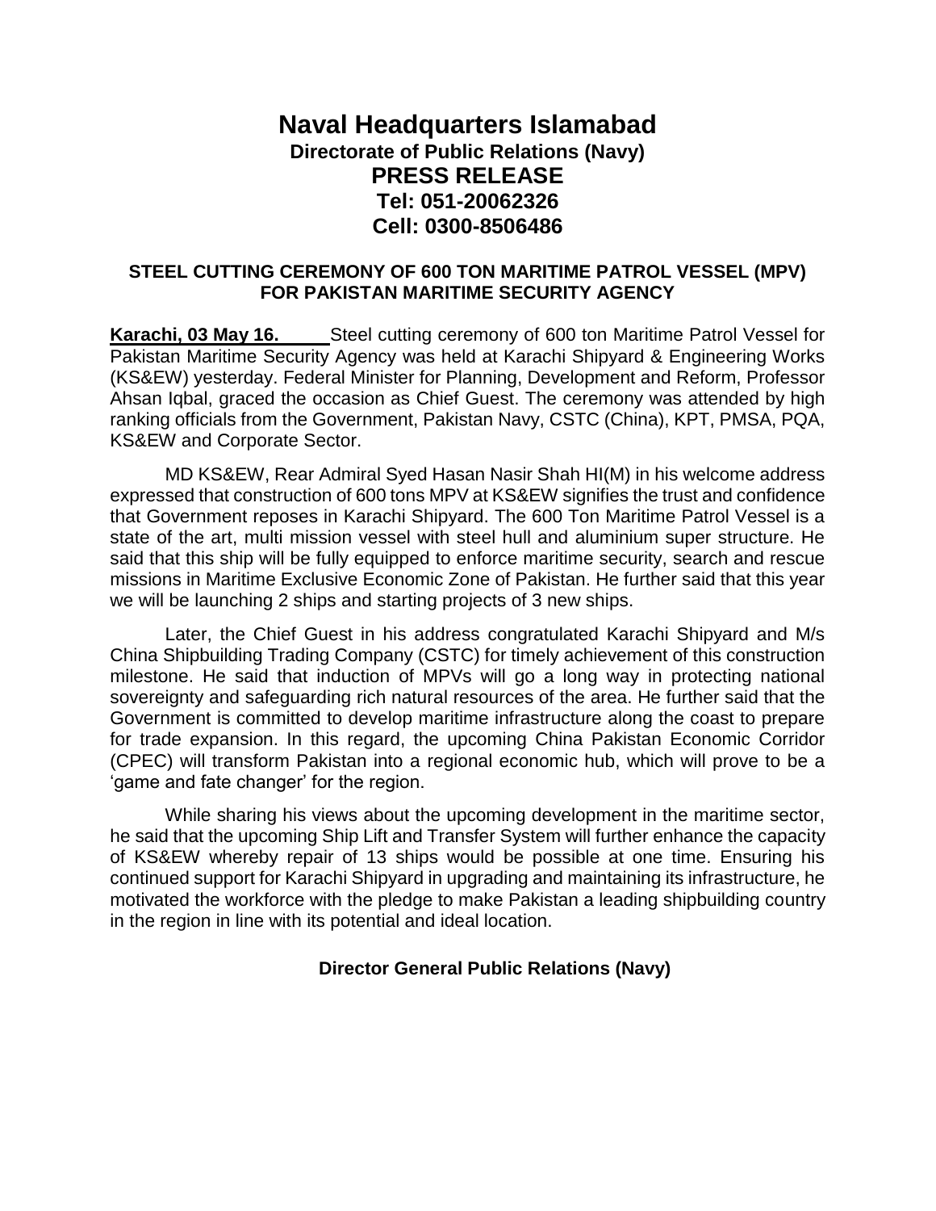# Naval Headquarters Islamabad

**Directorate of Public Relations (Navy)**

## PRESS RELEASE

**Tel: 051-20062326**

**Cell: 0300-8506486**

**STEEL CUTTING CEREMONY OF 600 TON MARITIME PATROL VESSEL (MPV) FOR PAKISTAN MARITIME SECURITY AGENCY**

**Karachi, 03 May 16.** Steel cutting ceremony of 600 ton Maritime Patrol Vessel for Pakistan Maritime Security Agency was held at Karachi Shipyard & Engineering Works (KS&EW) yesterday. Federal Minister for Planning, Development and Reform, Professor Ahsan Iqbal, graced the occasion as Chief Guest. The ceremony was attended by high ranking officials from the Government, Pakistan Navy, CSTC (China), KPT, PMSA, PQA, KS&EW and Corporate Sector.

MD KS&EW, Rear Admiral Syed Hasan Nasir Shah HI(M) in his welcome address expressed that construction of 600 tons MPV at KS&EW signifies the trust and confidence that Government reposes in Karachi Shipyard. The 600 Ton Maritime Patrol Vessel is a state of the art, multi mission vessel with steel hull and aluminium super structure. He said that this ship will be fully equipped to enforce maritime security, search and rescue missions in Maritime Exclusive Economic Zone of Pakistan. He further said that this year we will be launching 2 ships and starting projects of 3 new ships.

Later, the Chief Guest in his address congratulated Karachi Shipyard and M/s China Shipbuilding Trading Company (CSTC) for timely achievement of this construction milestone. He said that induction of MPVs will go a long way in protecting national sovereignty and safeguarding rich natural resources of the area. He further said that the Government is committed to develop maritime infrastructure along the coast to prepare for trade expansion. In this regard, the upcoming China Pakistan Economic Corridor (CPEC) will transform Pakistan into a regional economic hub, which will prove to be a 'game and fate changer' for the region.

While sharing his views about the upcoming development in the maritime sector, he said that the upcoming Ship Lift and Transfer System will further enhance the capacity of KS&EW whereby repair of 13 ships would be possible at one time. Ensuring his continued support for Karachi Shipyard in upgrading and maintaining its infrastructure, he motivated the workforce with the pledge to make Pakistan a leading shipbuilding country in the region in line with its potential and ideal location.

**Director General Public Relations (Navy)**